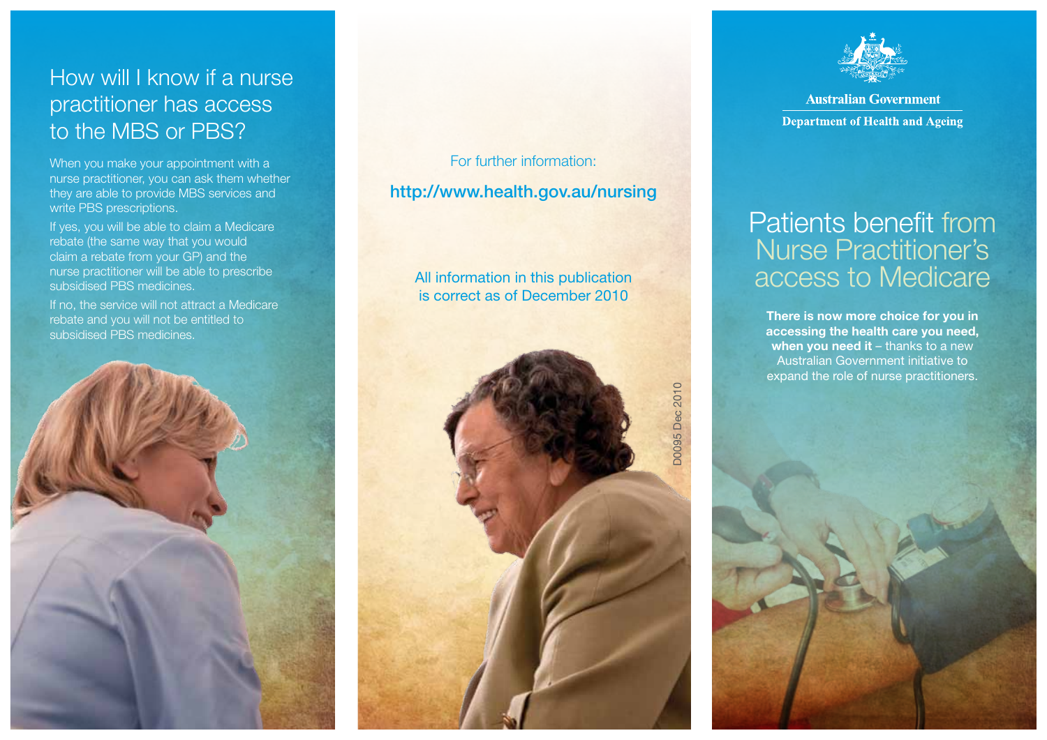## How will I know if a nurse practitioner has access to the MBS or PBS?

When you make your appointment with a nurse practitioner, you can ask them whether they are able to provide MBS services and write PBS prescriptions.

If yes, you will be able to claim a Medicare rebate (the same way that you would claim a rebate from your GP) and the nurse practitioner will be able to prescribe subsidised PBS medicines.

If no, the service will not attract a Medicare rebate and you will not be entitled to subsidised PBS medicines.

For further information:

**http://www.health.gov.au/nursing**

All information in this publication is correct as of December 2010

D0095 Dec 2010

**Australian Government**

**Department of Health and Ageing**

# Patients benefit from Nurse Practitioner's access to Medicare

**There is now more choice for you in accessing the health care you need, when you need it** – thanks to a new Australian Government initiative to expand the role of nurse practitioners.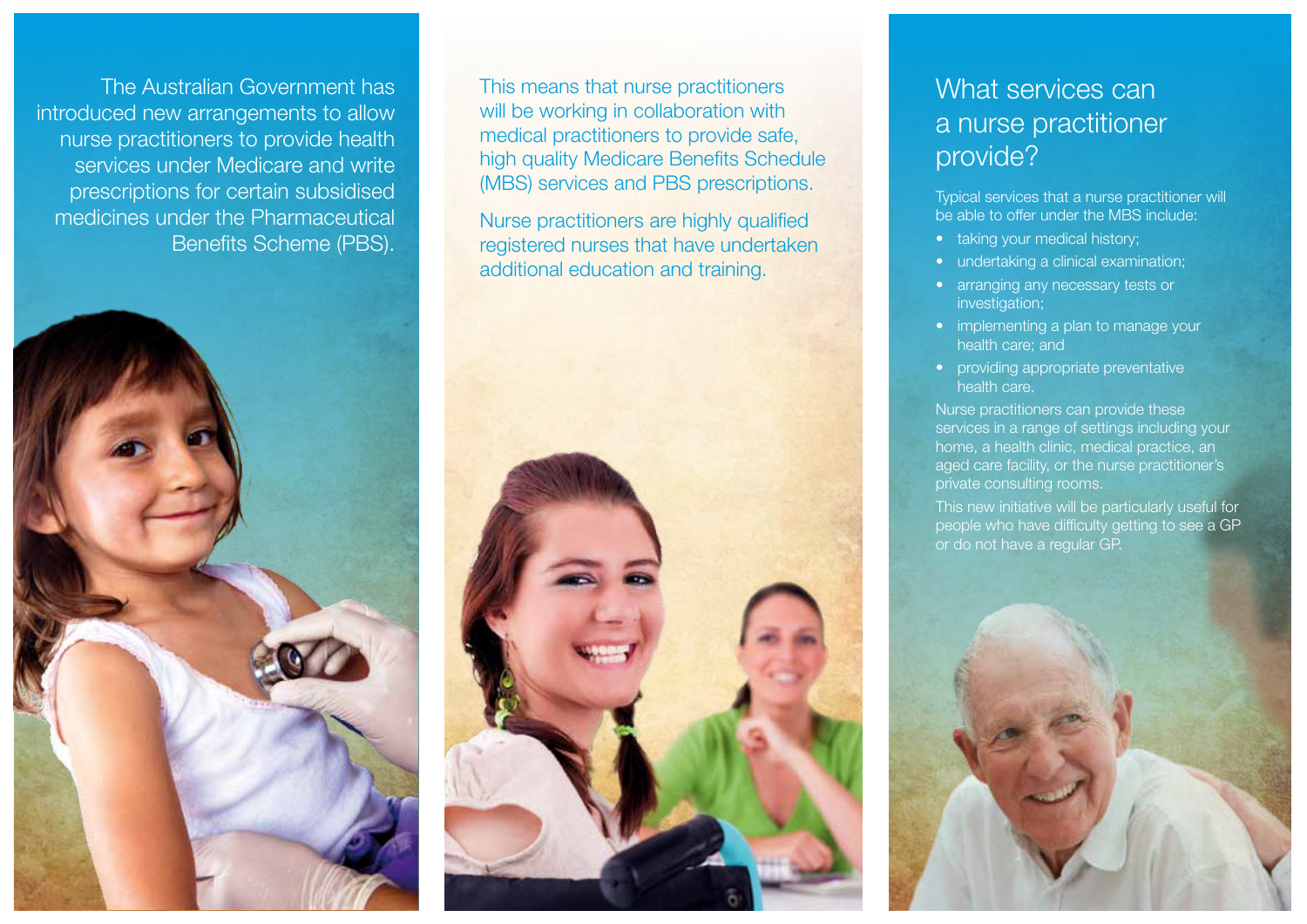The Australian Government has introduced new arrangements to allow nurse practitioners to provide health services under Medicare and write prescriptions for certain subsidised medicines under the Pharmaceutical Benefits Scheme (PBS).

This means that nurse practitioners will be working in collaboration with medical practitioners to provide safe, high quality Medicare Benefits Schedule (MBS) services and PBS prescriptions.

Nurse practitioners are highly qualified registered nurses that have undertaken additional education and training.

## What services can a nurse practitioner provide?

Typical services that a nurse practitioner will be able to offer under the MBS include:

- taking your medical history;
- undertaking a clinical examination;
- arranging any necessary tests or investigation;
- implementing a plan to manage your health care; and
- providing appropriate preventative health care.

Nurse practitioners can provide these services in a range of settings including your home, a health clinic, medical practice, an aged care facility, or the nurse practitioner's private consulting rooms.

This new initiative will be particularly useful for people who have difficulty getting to see a GP or do not have a regular GP.